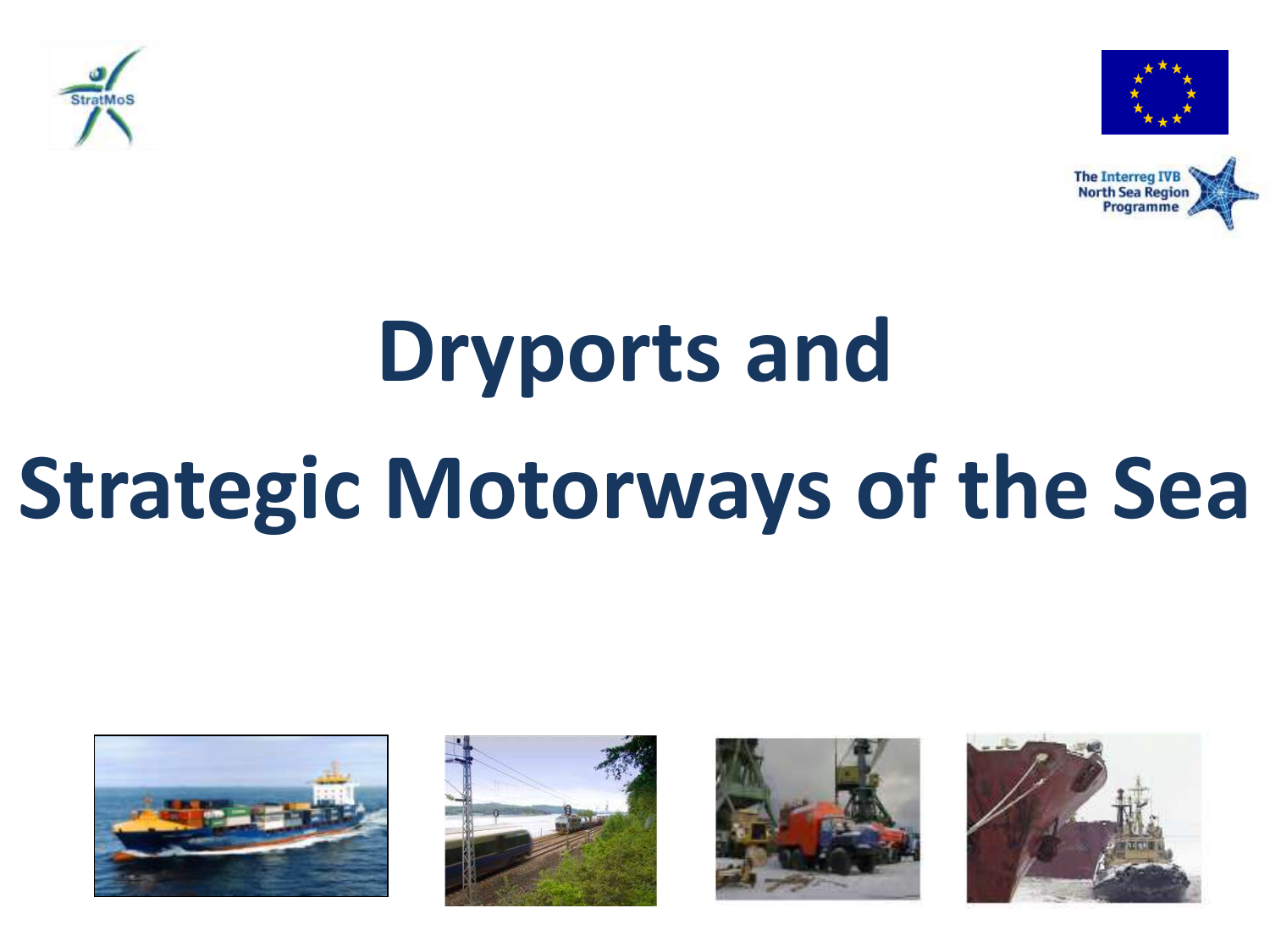# Dryports and Strategic Motorways of the Sea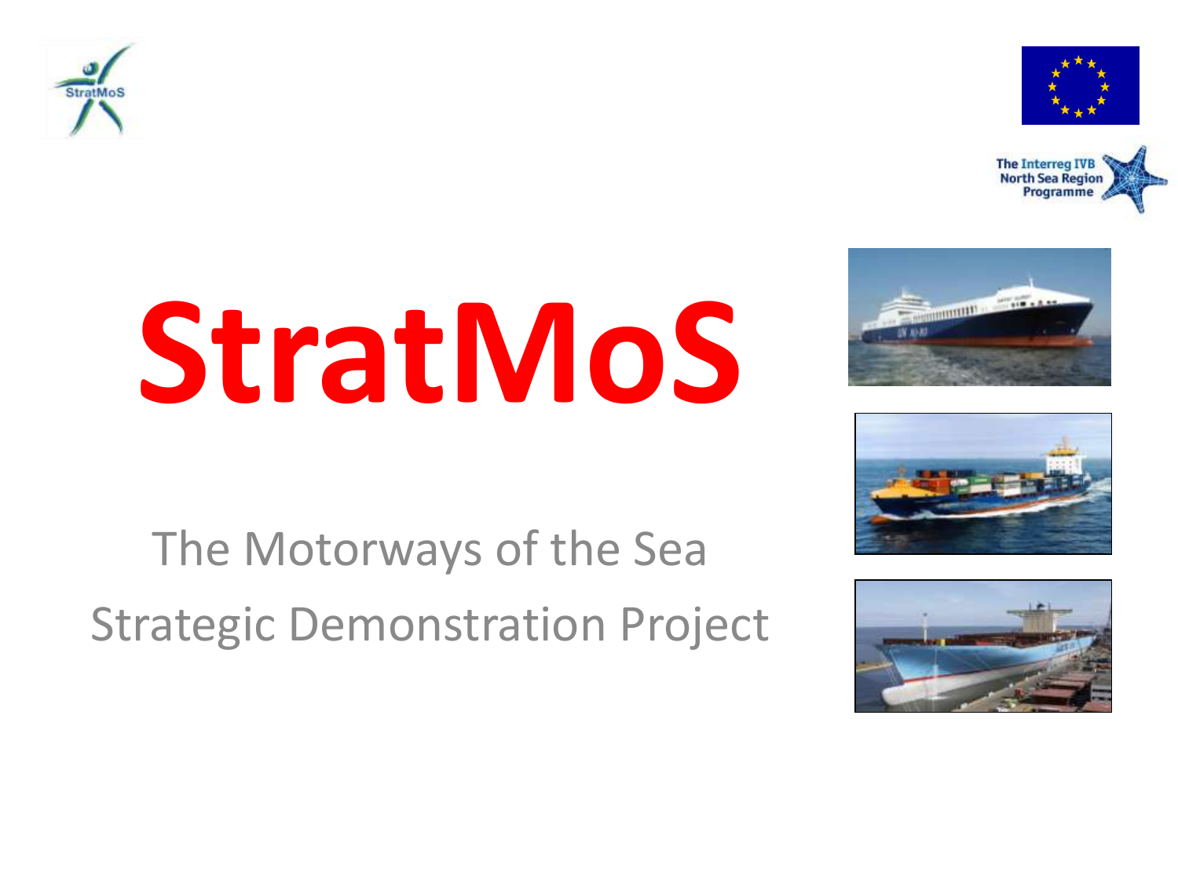# StratMoS

The Motorways of the Sea
Strategic Demonstration Project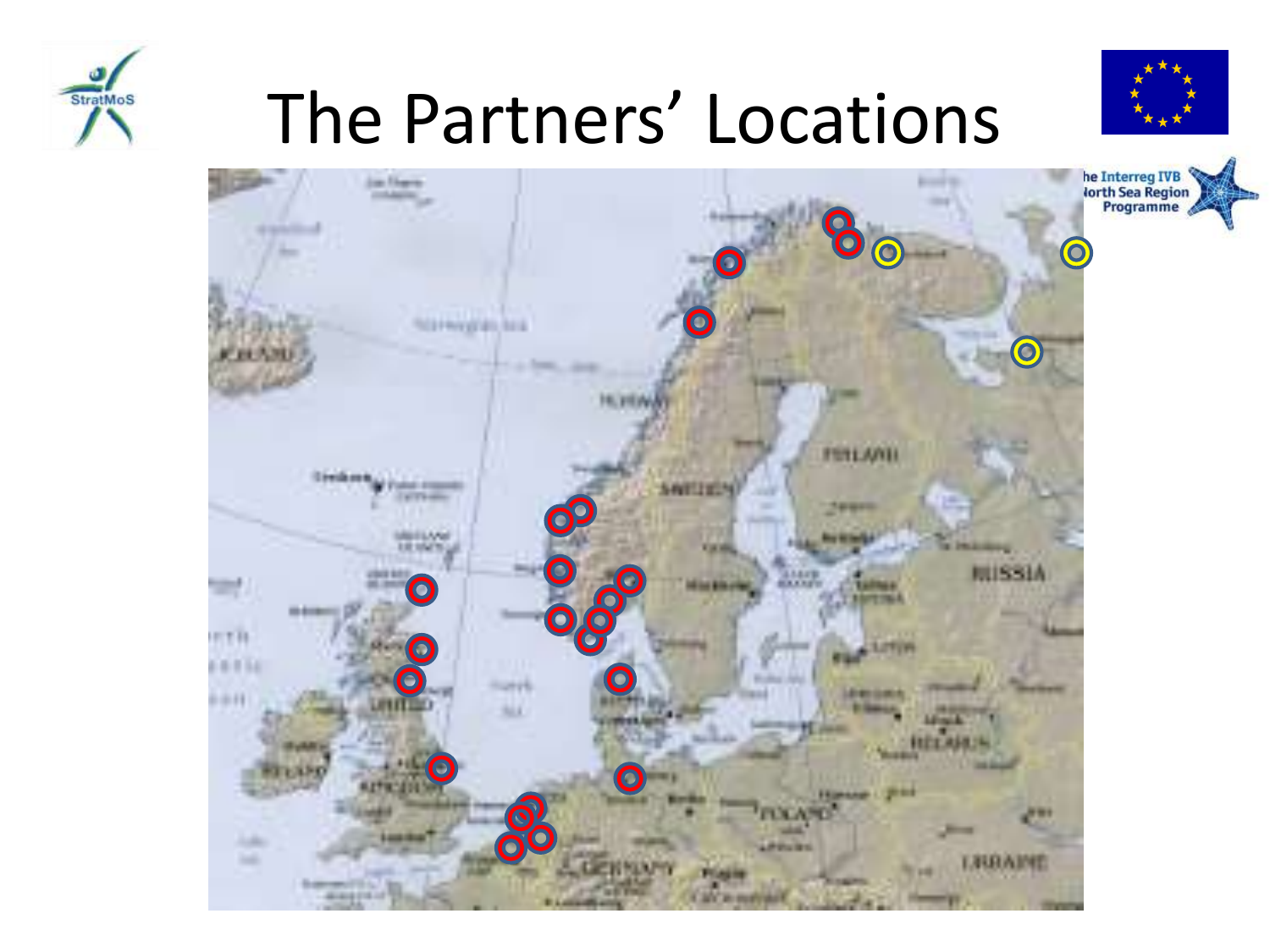# The Partners' Locations

The Interreg IVB North Sea Region Programme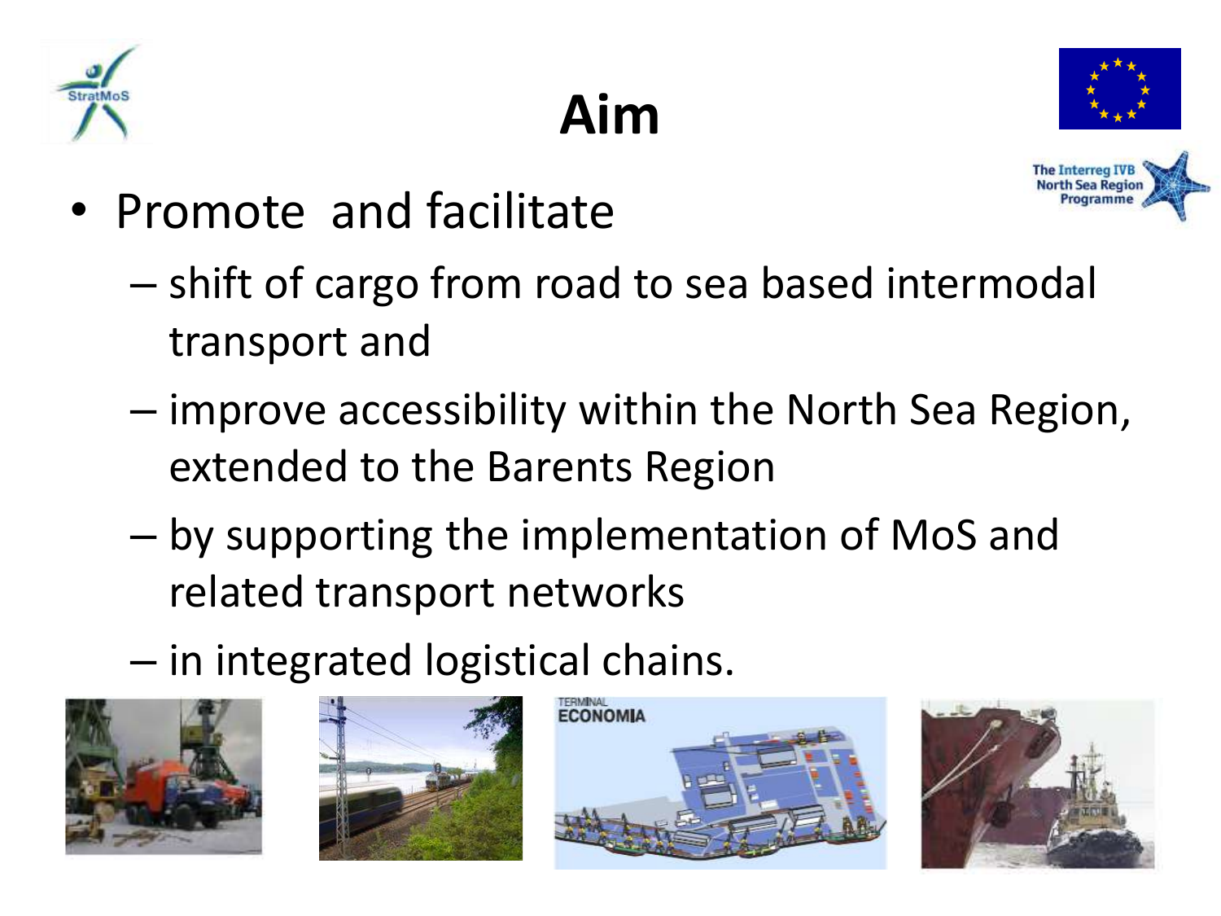# Aim

- Promote and facilitate
  - shift of cargo from road to sea based intermodal transport and
  - improve accessibility within the North Sea Region, extended to the Barents Region
  - by supporting the implementation of MoS and related transport networks
  - in integrated logistical chains.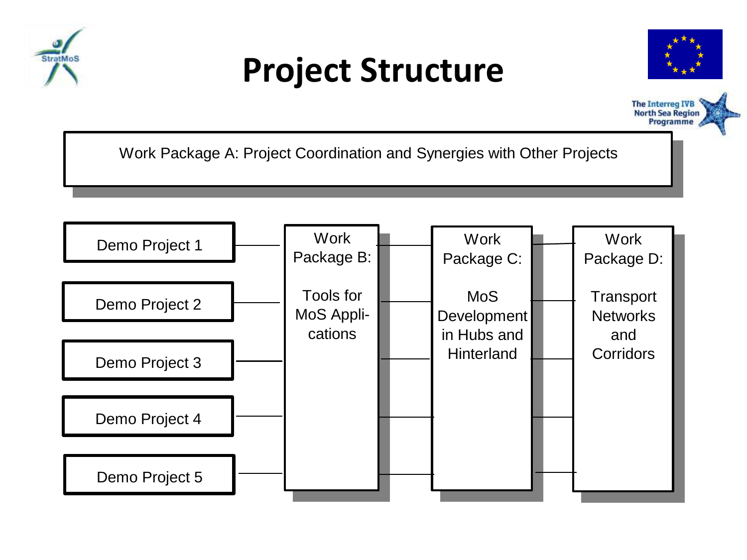# Project Structure

Work Package A: Project Coordination and Synergies with Other Projects

- Demo Project 1
- Demo Project 2
- Demo Project 3
- Demo Project 4
- Demo Project 5

**Work Package B:** Tools for MoS Applications

**Work Package C:** MoS Development in Hubs and Hinterland

**Work Package D:** Transport Networks and Corridors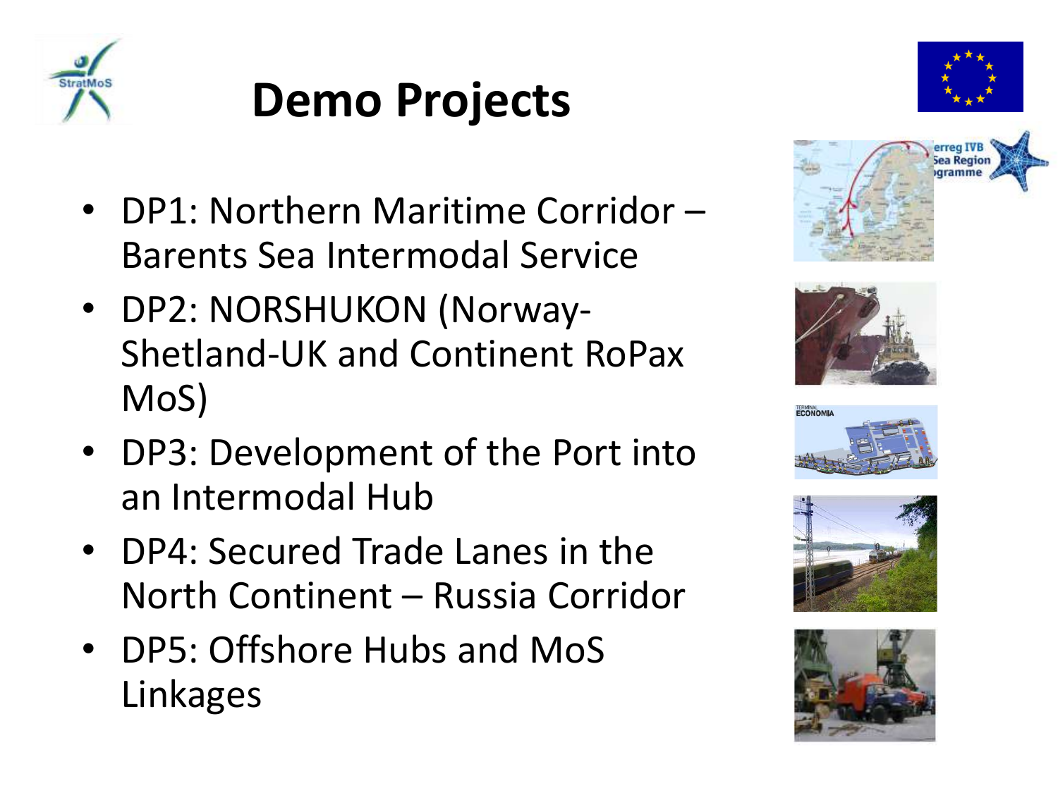# Demo Projects

- DP1: Northern Maritime Corridor – Barents Sea Intermodal Service
- DP2: NORSHUKON (Norway-Shetland-UK and Continent RoPax MoS)
- DP3: Development of the Port into an Intermodal Hub
- DP4: Secured Trade Lanes in the North Continent – Russia Corridor
- DP5: Offshore Hubs and MoS Linkages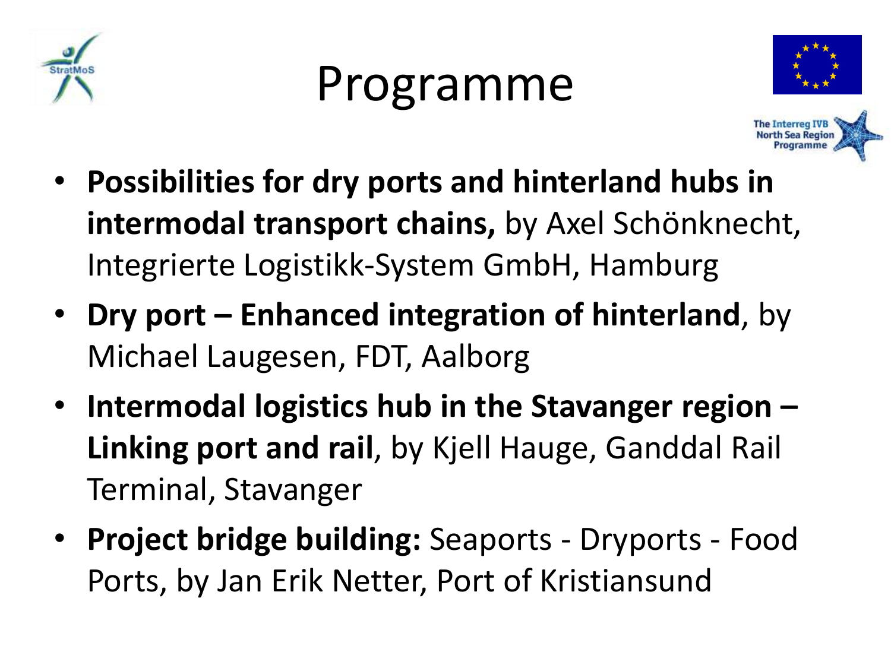# Programme

- **Possibilities for dry ports and hinterland hubs in intermodal transport chains,** by Axel Schönknecht, Integrierte Logistikk-System GmbH, Hamburg
- **Dry port – Enhanced integration of hinterland**, by Michael Laugesen, FDT, Aalborg
- **Intermodal logistics hub in the Stavanger region – Linking port and rail**, by Kjell Hauge, Ganddal Rail Terminal, Stavanger
- **Project bridge building:** Seaports - Dryports - Food Ports, by Jan Erik Netter, Port of Kristiansund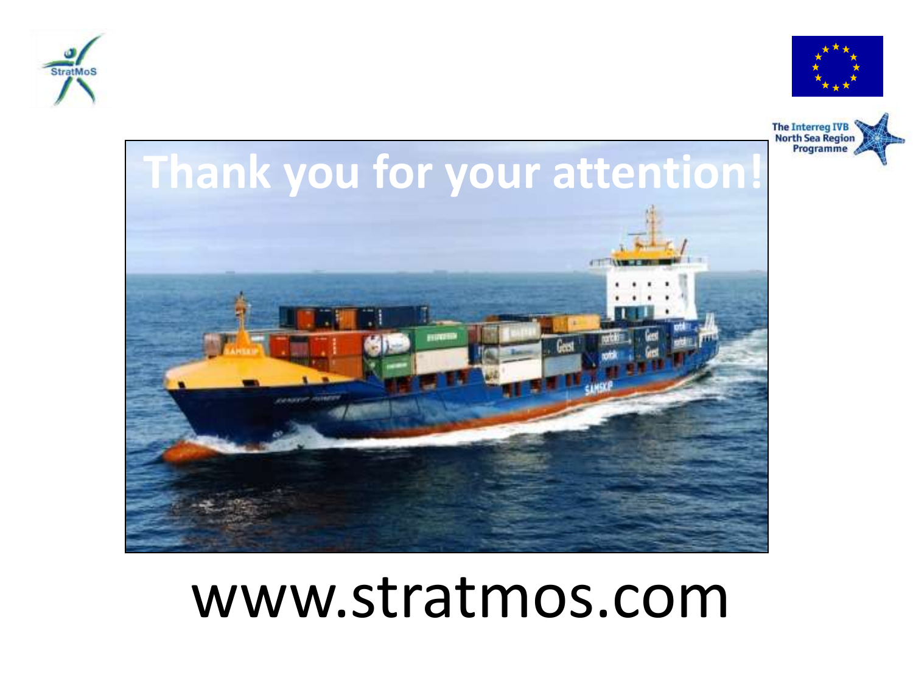# Thank you for your attention!

www.stratmos.com